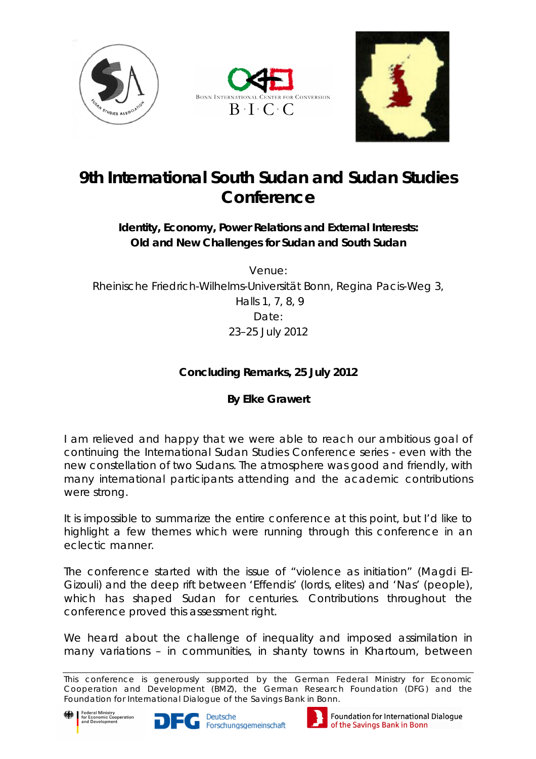# 9th International South Sudan and Sudan Studies Conference

**Identity, Economy, Power Relations and External Interests: Old and New Challenges for Sudan and South Sudan**

Venue:
Rheinische Friedrich-Wilhelms-Universität Bonn, Regina Pacis-Weg 3, Halls 1, 7, 8, 9
Date:
23–25 July 2012

**Concluding Remarks, 25 July 2012**

**By Elke Grawert**

I am relieved and happy that we were able to reach our ambitious goal of continuing the International Sudan Studies Conference series - even with the new constellation of two Sudans. The atmosphere was good and friendly, with many international participants attending and the academic contributions were strong.

It is impossible to summarize the entire conference at this point, but I'd like to highlight a few themes which were running through this conference in an eclectic manner.

The conference started with the issue of "violence as initiation" (Magdi El-Gizouli) and the deep rift between 'Effendis' (lords, elites) and 'Nas' (people), which has shaped Sudan for centuries. Contributions throughout the conference proved this assessment right.

We heard about the challenge of inequality and imposed assimilation in many variations – in communities, in shanty towns in Khartoum, between

This conference is generously supported by the German Federal Ministry for Economic Cooperation and Development (BMZ), the German Research Foundation (DFG) and the Foundation for International Dialogue of the Savings Bank in Bonn.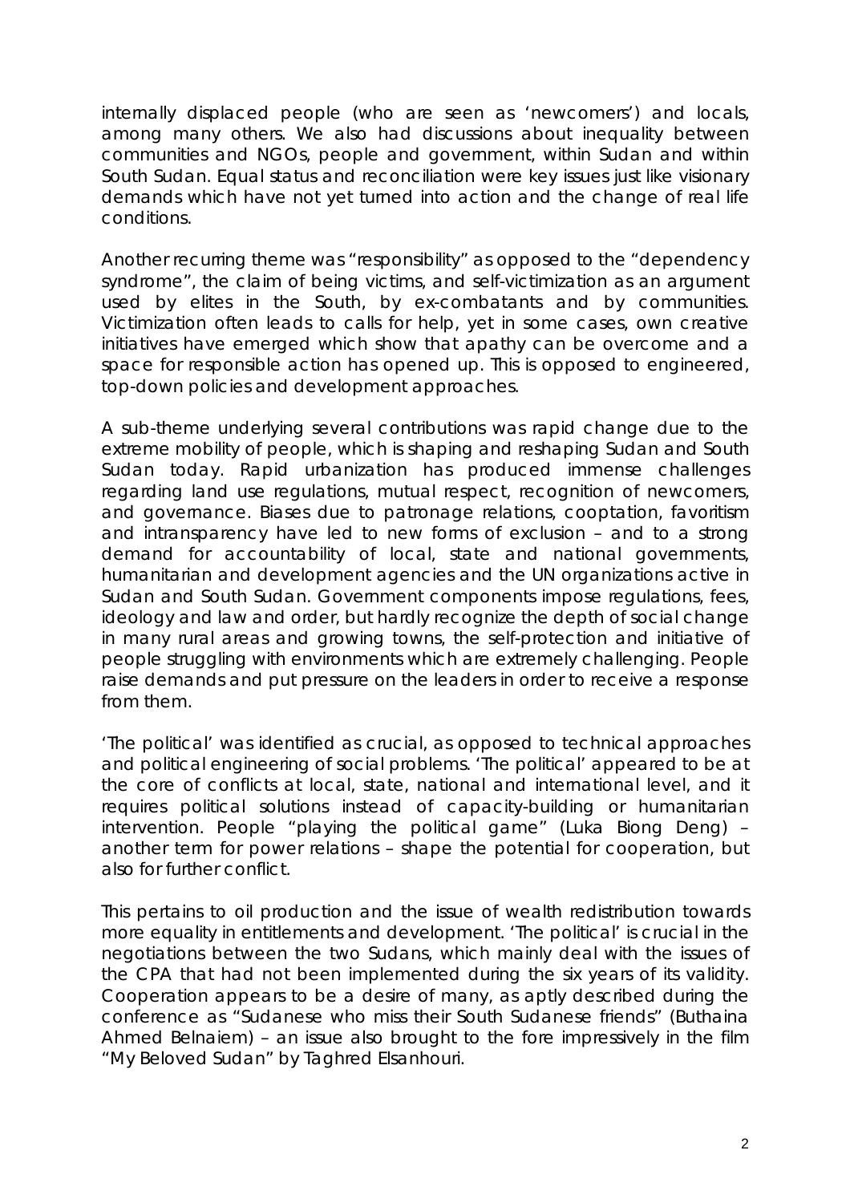internally displaced people (who are seen as 'newcomers') and locals, among many others. We also had discussions about inequality between communities and NGOs, people and government, within Sudan and within South Sudan. Equal status and reconciliation were key issues just like visionary demands which have not yet turned into action and the change of real life conditions.

Another recurring theme was "responsibility" as opposed to the "dependency syndrome", the claim of being victims, and self-victimization as an argument used by elites in the South, by ex-combatants and by communities. Victimization often leads to calls for help, yet in some cases, own creative initiatives have emerged which show that apathy can be overcome and a space for responsible action has opened up. This is opposed to engineered, top-down policies and development approaches.

A sub-theme underlying several contributions was rapid change due to the extreme mobility of people, which is shaping and reshaping Sudan and South Sudan today. Rapid urbanization has produced immense challenges regarding land use regulations, mutual respect, recognition of newcomers, and governance. Biases due to patronage relations, cooptation, favoritism and intransparency have led to new forms of exclusion – and to a strong demand for accountability of local, state and national governments, humanitarian and development agencies and the UN organizations active in Sudan and South Sudan. Government components impose regulations, fees, ideology and law and order, but hardly recognize the depth of social change in many rural areas and growing towns, the self-protection and initiative of people struggling with environments which are extremely challenging. People raise demands and put pressure on the leaders in order to receive a response from them.

'The political' was identified as crucial, as opposed to technical approaches and political engineering of social problems. 'The political' appeared to be at the core of conflicts at local, state, national and international level, and it requires political solutions instead of capacity-building or humanitarian intervention. People "playing the political game" (Luka Biong Deng) – another term for power relations – shape the potential for cooperation, but also for further conflict.

This pertains to oil production and the issue of wealth redistribution towards more equality in entitlements and development. 'The political' is crucial in the negotiations between the two Sudans, which mainly deal with the issues of the CPA that had not been implemented during the six years of its validity. Cooperation appears to be a desire of many, as aptly described during the conference as "Sudanese who miss their South Sudanese friends" (Buthaina Ahmed Belnaiem) – an issue also brought to the fore impressively in the film "My Beloved Sudan" by Taghred Elsanhouri.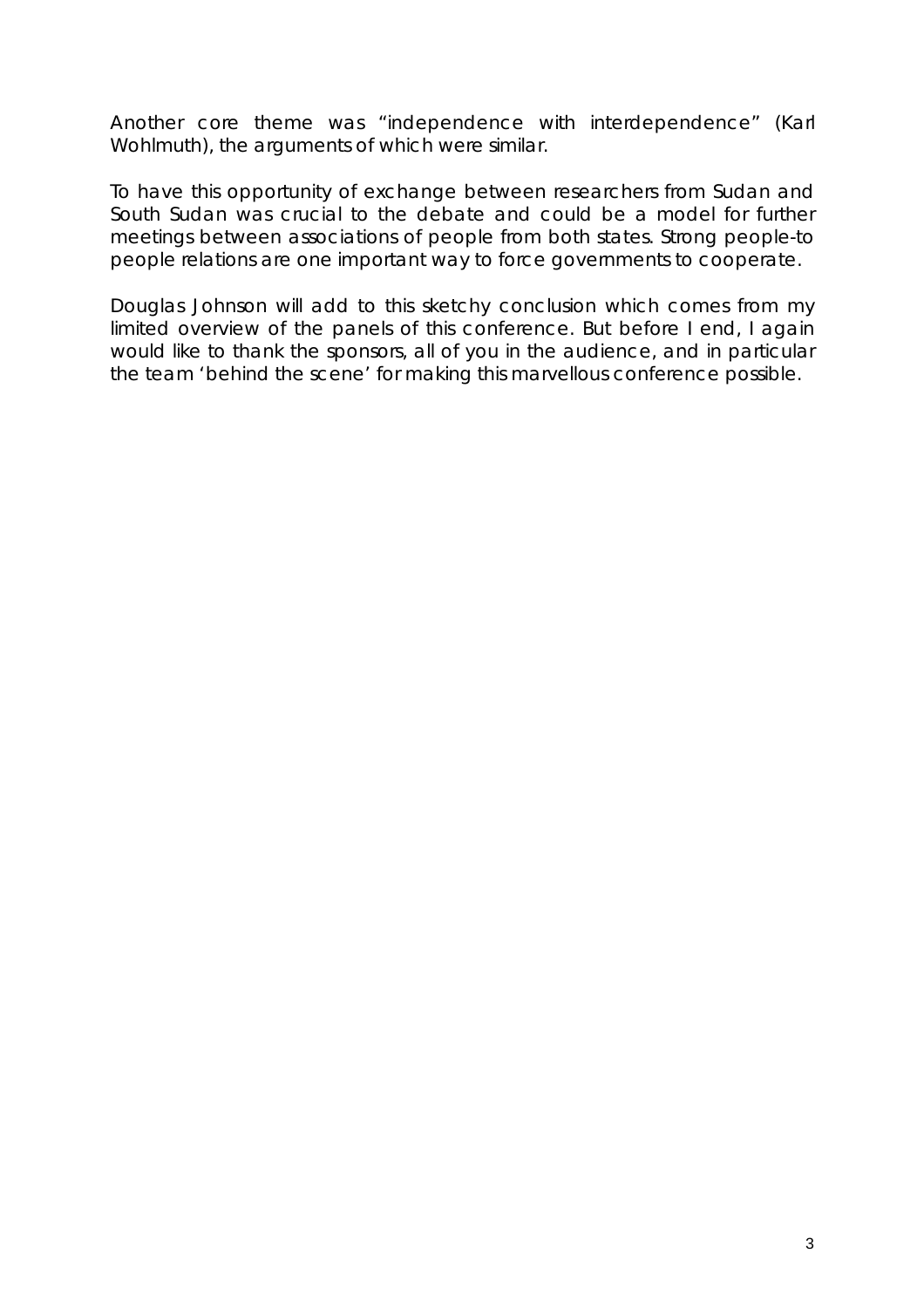Another core theme was "independence with interdependence" (Karl Wohlmuth), the arguments of which were similar.

To have this opportunity of exchange between researchers from Sudan and South Sudan was crucial to the debate and could be a model for further meetings between associations of people from both states. Strong people-to people relations are one important way to force governments to cooperate.

Douglas Johnson will add to this sketchy conclusion which comes from my limited overview of the panels of this conference. But before I end, I again would like to thank the sponsors, all of you in the audience, and in particular the team 'behind the scene' for making this marvellous conference possible.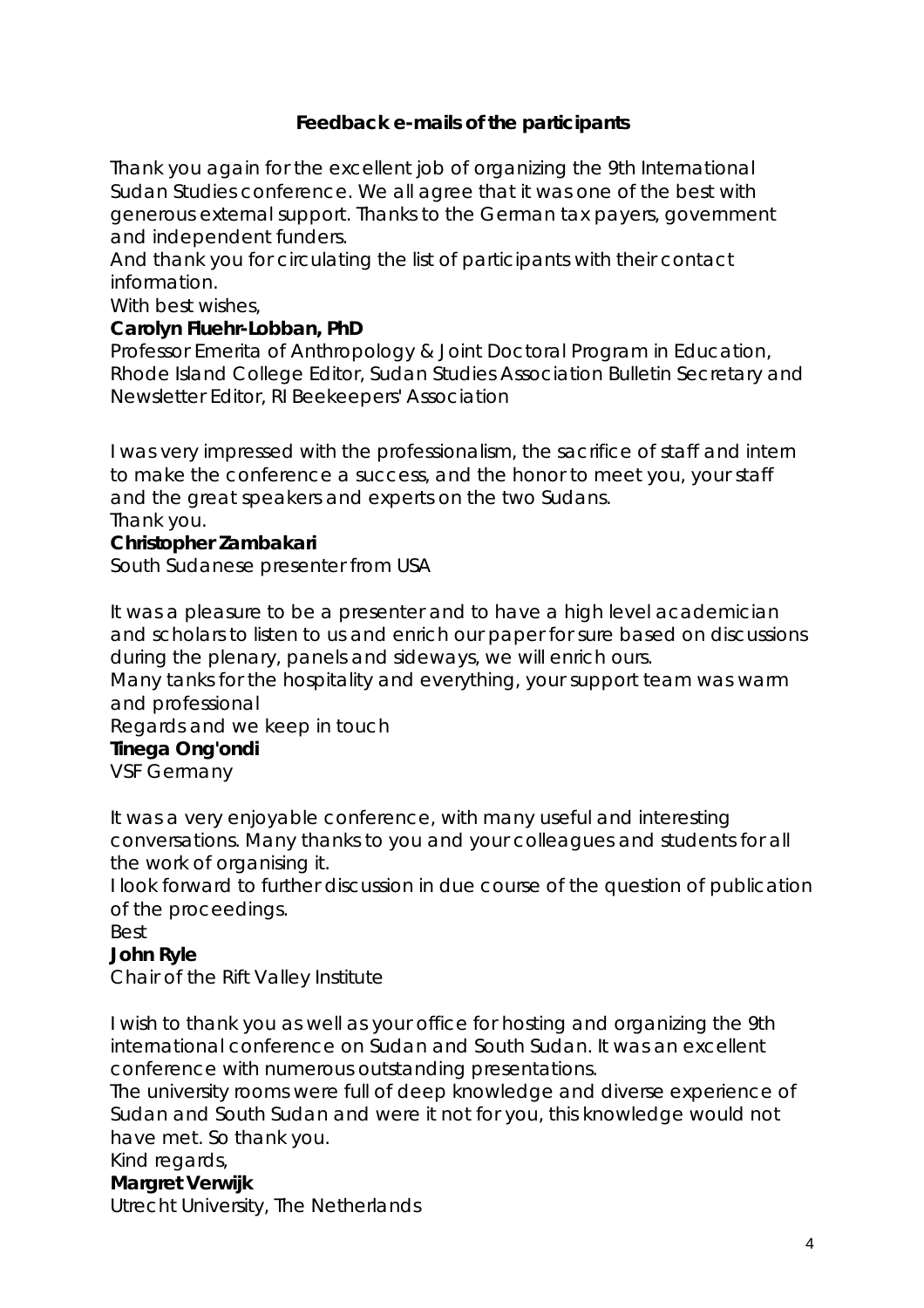**Feedback e-mails of the participants**

Thank you again for the excellent job of organizing the 9th International Sudan Studies conference. We all agree that it was one of the best with generous external support. Thanks to the German tax payers, government and independent funders.
And thank you for circulating the list of participants with their contact information.
With best wishes,
**Carolyn Fluehr-Lobban, PhD**
*Professor Emerita of Anthropology & Joint Doctoral Program in Education, Rhode Island College Editor, Sudan Studies Association Bulletin Secretary and Newsletter Editor, RI Beekeepers' Association*

I was very impressed with the professionalism, the sacrifice of staff and intern to make the conference a success, and the honor to meet you, your staff and the great speakers and experts on the two Sudans.
Thank you.
**Christopher Zambakari**
*South Sudanese presenter from USA*

It was a pleasure to be a presenter and to have a high level academician and scholars to listen to us and enrich our paper for sure based on discussions during the plenary, panels and sideways, we will enrich ours.
Many tanks for the hospitality and everything, your support team was warm and professional
Regards and we keep in touch
**Tinega Ong'ondi**
*VSF Germany*

It was a very enjoyable conference, with many useful and interesting conversations. Many thanks to you and your colleagues and students for all the work of organising it.
I look forward to further discussion in due course of the question of publication of the proceedings.
Best
**John Ryle**
*Chair of the Rift Valley Institute*

I wish to thank you as well as your office for hosting and organizing the 9th international conference on Sudan and South Sudan. It was an excellent conference with numerous outstanding presentations.
The university rooms were full of deep knowledge and diverse experience of Sudan and South Sudan and were it not for you, this knowledge would not have met. So thank you.
Kind regards,
**Margret Verwijk**
*Utrecht University, The Netherlands*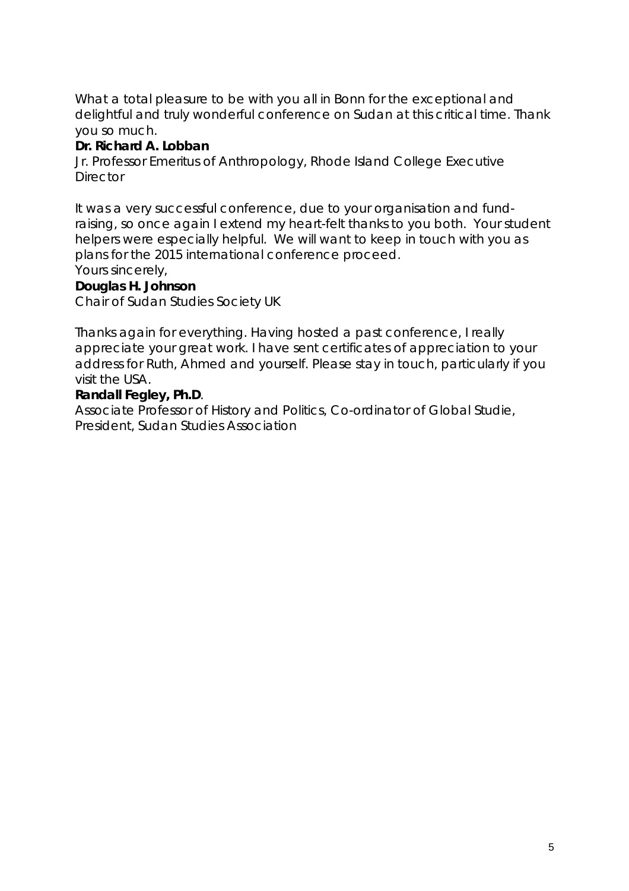What a total pleasure to be with you all in Bonn for the exceptional and delightful and truly wonderful conference on Sudan at this critical time. Thank you so much.

**Dr. Richard A. Lobban**

Jr. Professor Emeritus of Anthropology, Rhode Island College Executive Director

It was a very successful conference, due to your organisation and fund-raising, so once again I extend my heart-felt thanks to you both. Your student helpers were especially helpful. We will want to keep in touch with you as plans for the 2015 international conference proceed.

Yours sincerely,

**Douglas H. Johnson**

Chair of Sudan Studies Society UK

Thanks again for everything. Having hosted a past conference, I really appreciate your great work. I have sent certificates of appreciation to your address for Ruth, Ahmed and yourself. Please stay in touch, particularly if you visit the USA.

**Randall Fegley, Ph.D**.

Associate Professor of History and Politics, Co-ordinator of Global Studie, President, Sudan Studies Association